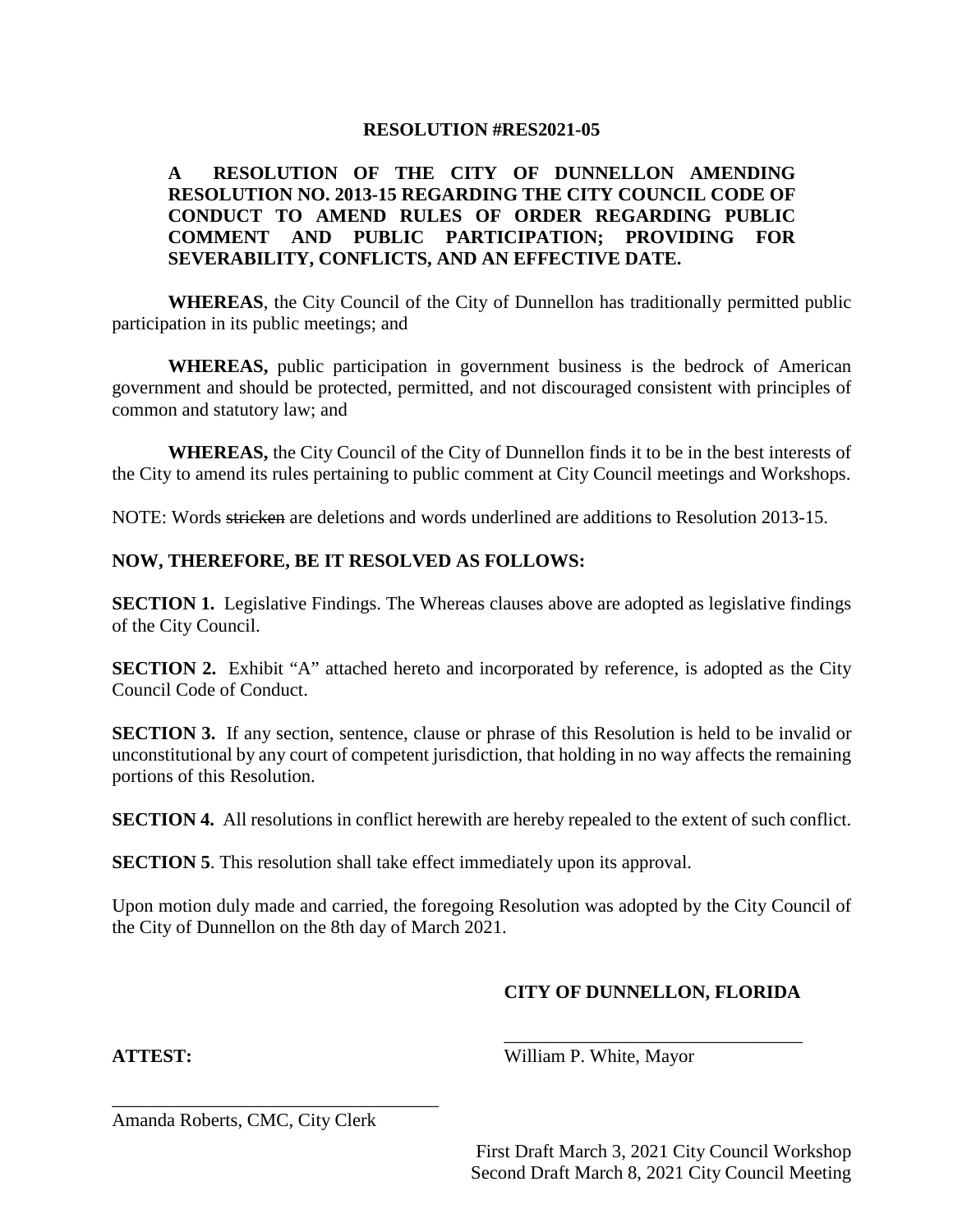# RESOLUTION #RES2021-05

**A RESOLUTION OF THE CITY OF DUNNELLON AMENDING RESOLUTION NO. 2013-15 REGARDING THE CITY COUNCIL CODE OF CONDUCT TO AMEND RULES OF ORDER REGARDING PUBLIC COMMENT AND PUBLIC PARTICIPATION; PROVIDING FOR SEVERABILITY, CONFLICTS, AND AN EFFECTIVE DATE.**

**WHEREAS**, the City Council of the City of Dunnellon has traditionally permitted public participation in its public meetings; and

**WHEREAS,** public participation in government business is the bedrock of American government and should be protected, permitted, and not discouraged consistent with principles of common and statutory law; and

**WHEREAS,** the City Council of the City of Dunnellon finds it to be in the best interests of the City to amend its rules pertaining to public comment at City Council meetings and Workshops.

NOTE: Words ~~stricken~~ are deletions and words <u>underlined</u> are additions to Resolution 2013-15.

**NOW, THEREFORE, BE IT RESOLVED AS FOLLOWS:**

**SECTION 1.** Legislative Findings. The Whereas clauses above are adopted as legislative findings of the City Council.

**SECTION 2.** Exhibit "A" attached hereto and incorporated by reference, is adopted as the City Council Code of Conduct.

**SECTION 3.** If any section, sentence, clause or phrase of this Resolution is held to be invalid or unconstitutional by any court of competent jurisdiction, that holding in no way affects the remaining portions of this Resolution.

**SECTION 4.** All resolutions in conflict herewith are hereby repealed to the extent of such conflict.

**SECTION 5**. This resolution shall take effect immediately upon its approval.

Upon motion duly made and carried, the foregoing Resolution was adopted by the City Council of the City of Dunnellon on the 8th day of March 2021.

**CITY OF DUNNELLON, FLORIDA**

\_\_\_\_\_\_\_\_\_\_\_\_\_\_\_\_\_\_\_\_\_\_\_\_\_\_\_\_\_\_\_\_\_
William P. White, Mayor

**ATTEST:**

\_\_\_\_\_\_\_\_\_\_\_\_\_\_\_\_\_\_\_\_\_\_\_\_\_\_\_\_\_\_\_\_\_
Amanda Roberts, CMC, City Clerk

First Draft March 3, 2021 City Council Workshop
Second Draft March 8, 2021 City Council Meeting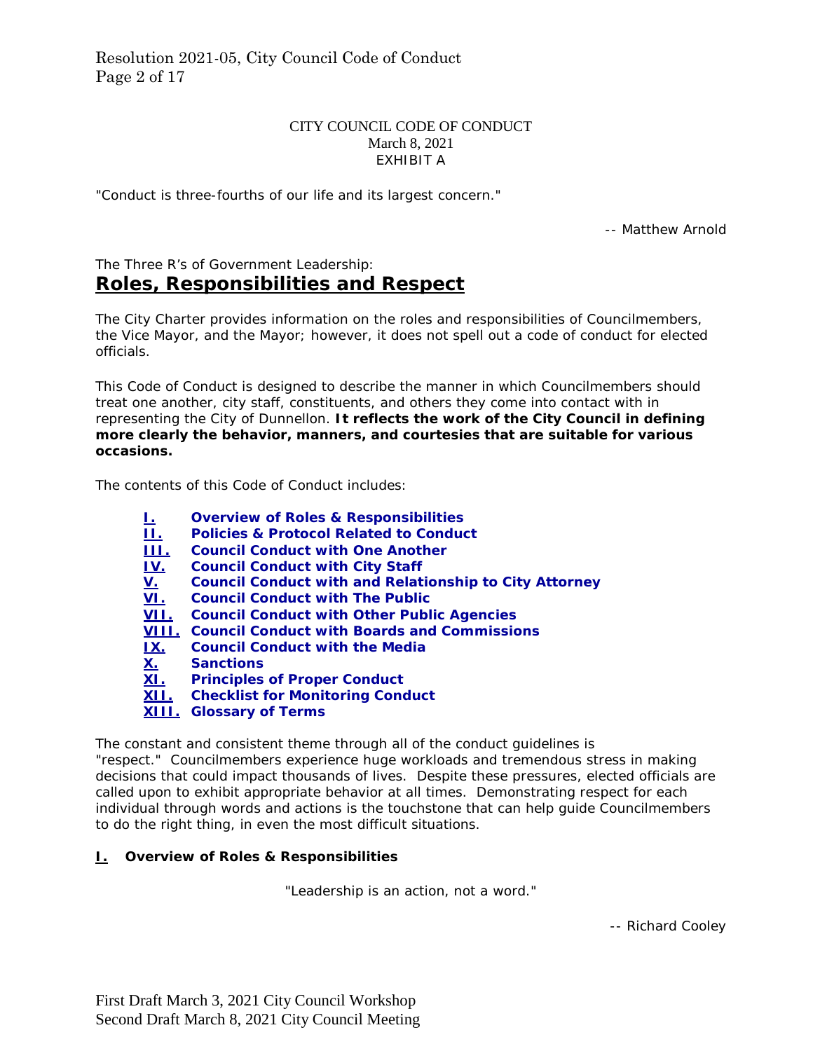CITY COUNCIL CODE OF CONDUCT
March 8, 2021
EXHIBIT A

"Conduct is three-fourths of our life and its largest concern."

-- Matthew Arnold

The Three R's of Government Leadership:

## Roles, Responsibilities and Respect

The City Charter provides information on the roles and responsibilities of Councilmembers, the Vice Mayor, and the Mayor; however, it does not spell out a code of conduct for elected officials.

This Code of Conduct is designed to describe the manner in which Councilmembers should treat one another, city staff, constituents, and others they come into contact with in representing the City of Dunnellon. **It reflects the work of the City Council in defining more clearly the behavior, manners, and courtesies that are suitable for various occasions.**

The contents of this Code of Conduct includes:

- **I. Overview of Roles & Responsibilities**
- **II. Policies & Protocol Related to Conduct**
- **III. Council Conduct with One Another**
- **IV. Council Conduct with City Staff**
- **V. Council Conduct with and Relationship to City Attorney**
- **VI. Council Conduct with The Public**
- **VII. Council Conduct with Other Public Agencies**
- **VIII. Council Conduct with Boards and Commissions**
- **IX. Council Conduct with the Media**
- **X. Sanctions**
- **XI. Principles of Proper Conduct**
- **XII. Checklist for Monitoring Conduct**
- **XIII. Glossary of Terms**

The constant and consistent theme through all of the conduct guidelines is "respect." Councilmembers experience huge workloads and tremendous stress in making decisions that could impact thousands of lives. Despite these pressures, elected officials are called upon to exhibit appropriate behavior at all times. Demonstrating respect for each individual through words and actions is the touchstone that can help guide Councilmembers to do the right thing, in even the most difficult situations.

### I. Overview of Roles & Responsibilities

"Leadership is an action, not a word."

-- Richard Cooley

First Draft March 3, 2021 City Council Workshop
Second Draft March 8, 2021 City Council Meeting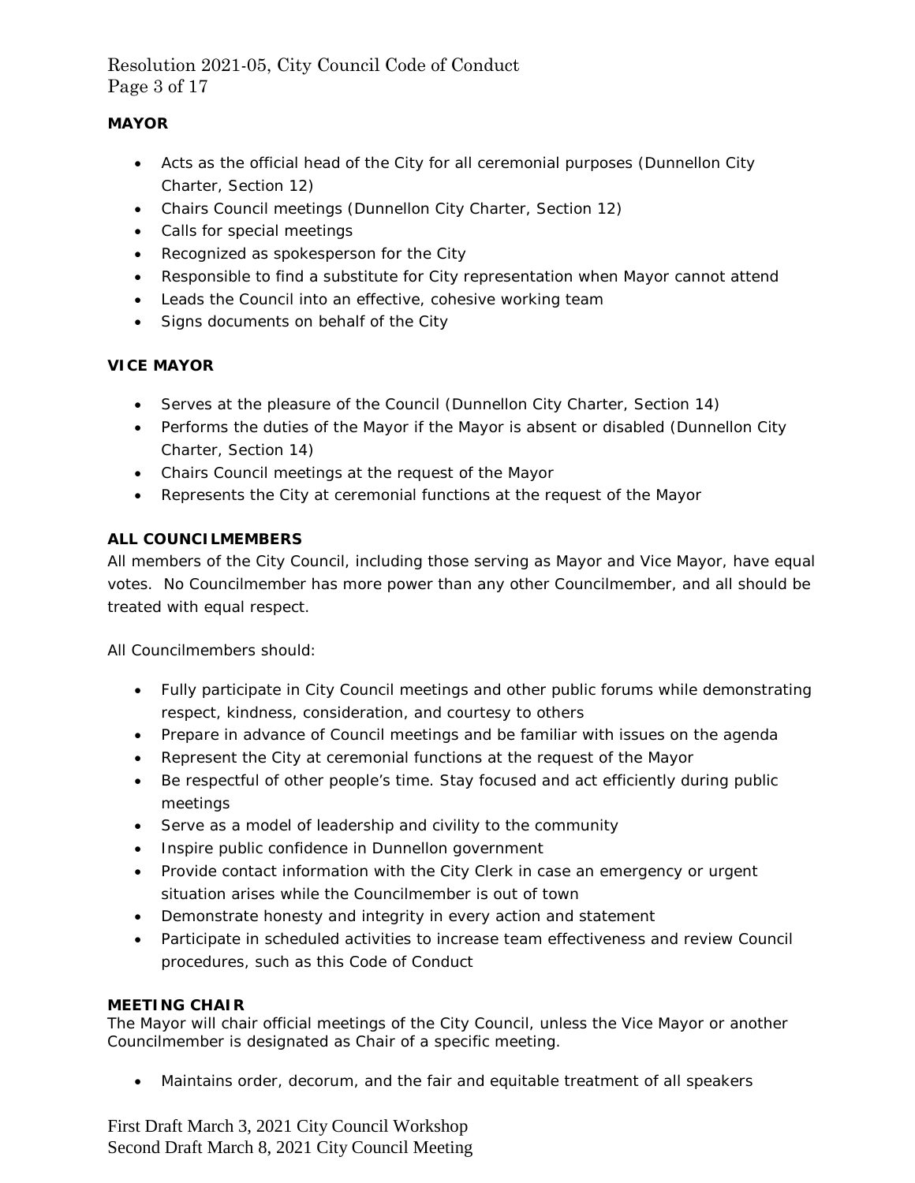**MAYOR**

- Acts as the official head of the City for all ceremonial purposes (Dunnellon City Charter, Section 12)
- Chairs Council meetings (Dunnellon City Charter, Section 12)
- Calls for special meetings
- Recognized as spokesperson for the City
- Responsible to find a substitute for City representation when Mayor cannot attend
- Leads the Council into an effective, cohesive working team
- Signs documents on behalf of the City

**VICE MAYOR**

- Serves at the pleasure of the Council (Dunnellon City Charter, Section 14)
- Performs the duties of the Mayor if the Mayor is absent or disabled (Dunnellon City Charter, Section 14)
- Chairs Council meetings at the request of the Mayor
- Represents the City at ceremonial functions at the request of the Mayor

**ALL COUNCILMEMBERS**

All members of the City Council, including those serving as Mayor and Vice Mayor, have equal votes. No Councilmember has more power than any other Councilmember, and all should be treated with equal respect.

All Councilmembers should:

- Fully participate in City Council meetings and other public forums while demonstrating respect, kindness, consideration, and courtesy to others
- Prepare in advance of Council meetings and be familiar with issues on the agenda
- Represent the City at ceremonial functions at the request of the Mayor
- Be respectful of other people's time. Stay focused and act efficiently during public meetings
- Serve as a model of leadership and civility to the community
- Inspire public confidence in Dunnellon government
- Provide contact information with the City Clerk in case an emergency or urgent situation arises while the Councilmember is out of town
- Demonstrate honesty and integrity in every action and statement
- Participate in scheduled activities to increase team effectiveness and review Council procedures, such as this Code of Conduct

**MEETING CHAIR**

The Mayor will chair official meetings of the City Council, unless the Vice Mayor or another Councilmember is designated as Chair of a specific meeting.

- Maintains order, decorum, and the fair and equitable treatment of all speakers

First Draft March 3, 2021 City Council Workshop
Second Draft March 8, 2021 City Council Meeting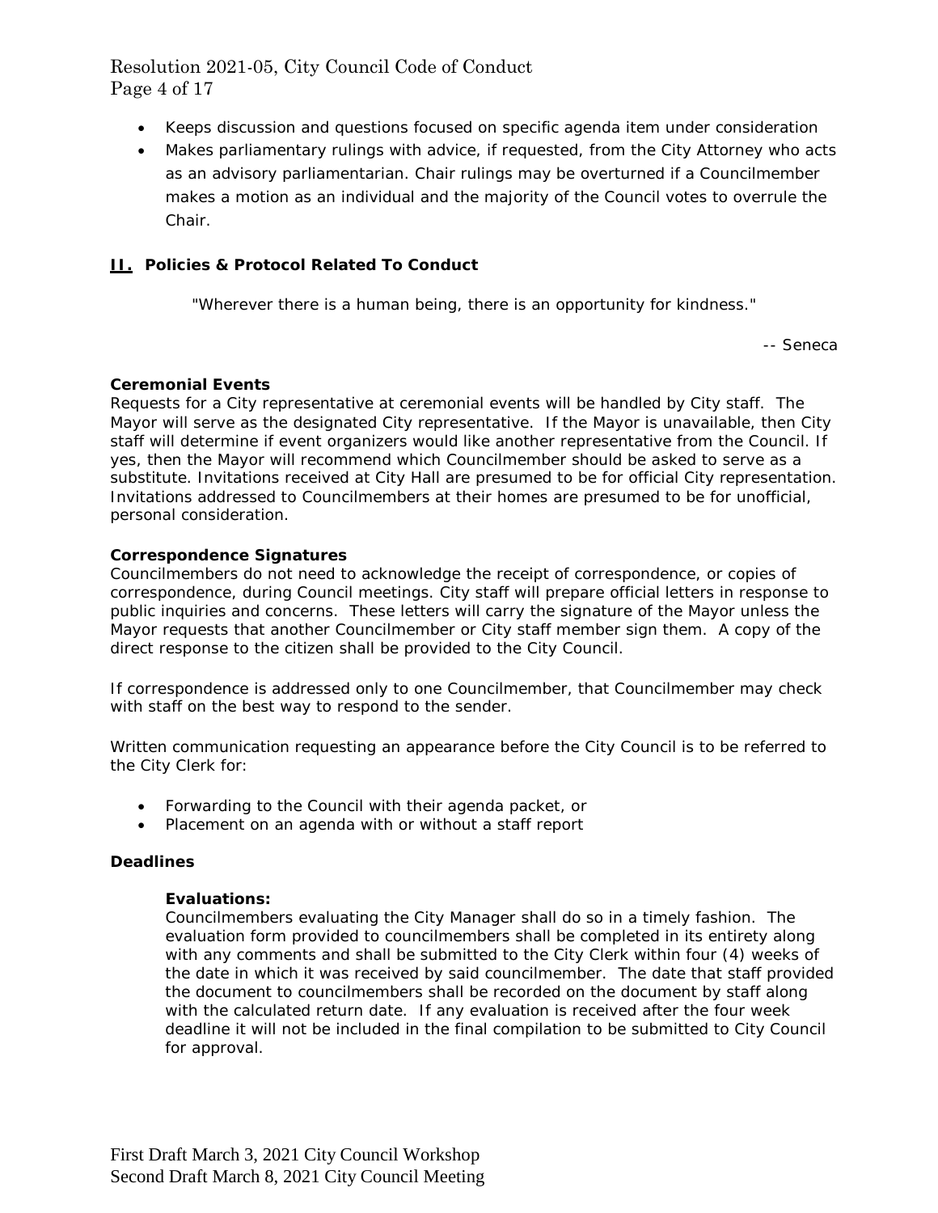- Keeps discussion and questions focused on specific agenda item under consideration
- Makes parliamentary rulings with advice, if requested, from the City Attorney who acts as an advisory parliamentarian. Chair rulings may be overturned if a Councilmember makes a motion as an individual and the majority of the Council votes to overrule the Chair.

## II. Policies & Protocol Related To Conduct

"Wherever there is a human being, there is an opportunity for kindness."

-- Seneca

**Ceremonial Events**

Requests for a City representative at ceremonial events will be handled by City staff. The Mayor will serve as the designated City representative. If the Mayor is unavailable, then City staff will determine if event organizers would like another representative from the Council. If yes, then the Mayor will recommend which Councilmember should be asked to serve as a substitute. Invitations received at City Hall are presumed to be for official City representation. Invitations addressed to Councilmembers at their homes are presumed to be for unofficial, personal consideration.

**Correspondence Signatures**

Councilmembers do not need to acknowledge the receipt of correspondence, or copies of correspondence, during Council meetings. City staff will prepare official letters in response to public inquiries and concerns. These letters will carry the signature of the Mayor unless the Mayor requests that another Councilmember or City staff member sign them. A copy of the direct response to the citizen shall be provided to the City Council.

If correspondence is addressed only to one Councilmember, that Councilmember may check with staff on the best way to respond to the sender.

Written communication requesting an appearance before the City Council is to be referred to the City Clerk for:

- Forwarding to the Council with their agenda packet, or
- Placement on an agenda with or without a staff report

**Deadlines**

**Evaluations:**

Councilmembers evaluating the City Manager shall do so in a timely fashion. The evaluation form provided to councilmembers shall be completed in its entirety along with any comments and shall be submitted to the City Clerk within four (4) weeks of the date in which it was received by said councilmember. The date that staff provided the document to councilmembers shall be recorded on the document by staff along with the calculated return date. If any evaluation is received after the four week deadline it will not be included in the final compilation to be submitted to City Council for approval.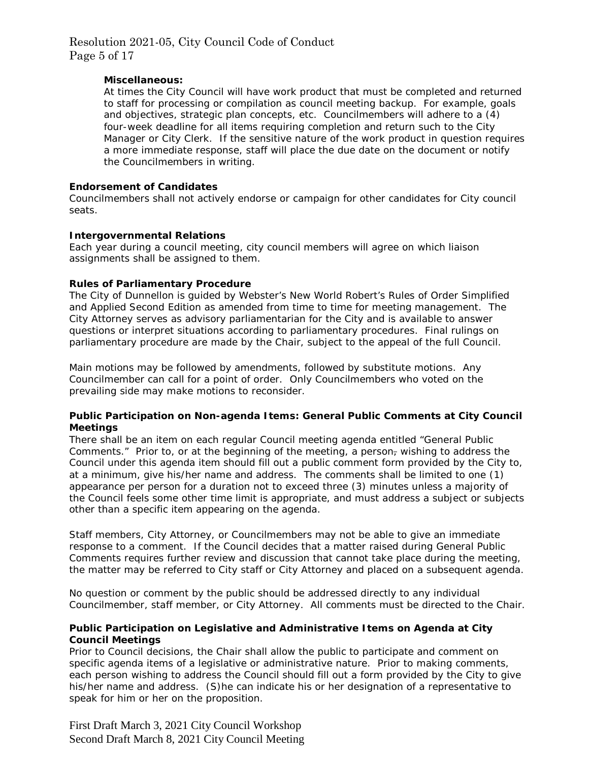**Miscellaneous:**

At times the City Council will have work product that must be completed and returned to staff for processing or compilation as council meeting backup. For example, goals and objectives, strategic plan concepts, etc. Councilmembers will adhere to a (4) four-week deadline for all items requiring completion and return such to the City Manager or City Clerk. If the sensitive nature of the work product in question requires a more immediate response, staff will place the due date on the document or notify the Councilmembers in writing.

**Endorsement of Candidates**

Councilmembers shall not actively endorse or campaign for other candidates for City council seats.

**Intergovernmental Relations**

Each year during a council meeting, city council members will agree on which liaison assignments shall be assigned to them.

**Rules of Parliamentary Procedure**

The City of Dunnellon is guided by Webster's New World Robert's Rules of Order Simplified and Applied Second Edition as amended from time to time for meeting management. The City Attorney serves as advisory parliamentarian for the City and is available to answer questions or interpret situations according to parliamentary procedures. Final rulings on parliamentary procedure are made by the Chair, subject to the appeal of the full Council.

Main motions may be followed by amendments, followed by substitute motions. Any Councilmember can call for a point of order. Only Councilmembers who voted on the prevailing side may make motions to reconsider.

**Public Participation on Non-agenda Items: General Public Comments at City Council Meetings**

There shall be an item on each regular Council meeting agenda entitled "General Public Comments." Prior to, or at the beginning of the meeting, a person~~,~~ wishing to address the Council under this agenda item should fill out a public comment form provided by the City to, at a minimum, give his/her name and address. The comments shall be limited to one (1) appearance per person for a duration not to exceed three (3) minutes unless a majority of the Council feels some other time limit is appropriate, and must address a subject or subjects other than a specific item appearing on the agenda.

Staff members, City Attorney, or Councilmembers may not be able to give an immediate response to a comment. If the Council decides that a matter raised during General Public Comments requires further review and discussion that cannot take place during the meeting, the matter may be referred to City staff or City Attorney and placed on a subsequent agenda.

No question or comment by the public should be addressed directly to any individual Councilmember, staff member, or City Attorney. All comments must be directed to the Chair.

**Public Participation on Legislative and Administrative Items on Agenda at City Council Meetings**

Prior to Council decisions, the Chair shall allow the public to participate and comment on specific agenda items of a legislative or administrative nature. Prior to making comments, each person wishing to address the Council should fill out a form provided by the City to give his/her name and address. (S)he can indicate his or her designation of a representative to speak for him or her on the proposition.

First Draft March 3, 2021 City Council Workshop
Second Draft March 8, 2021 City Council Meeting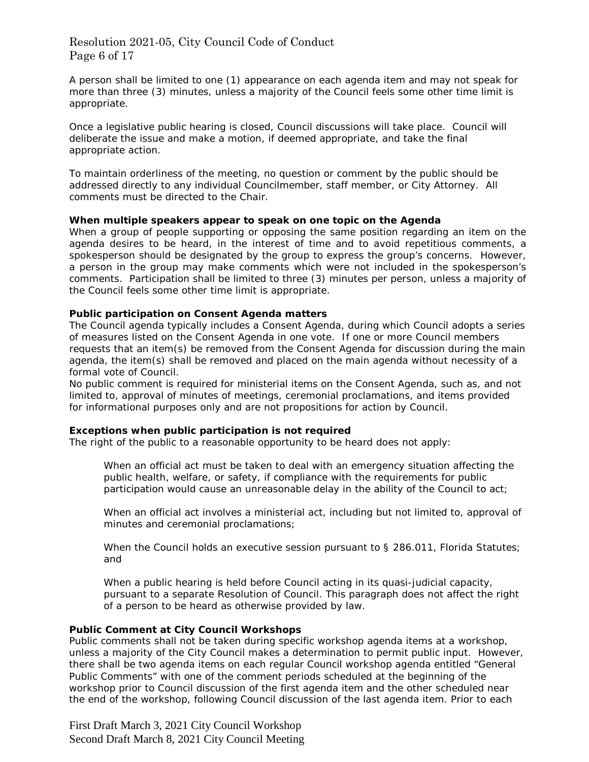A person shall be limited to one (1) appearance on each agenda item and may not speak for more than three (3) minutes, unless a majority of the Council feels some other time limit is appropriate.

Once a legislative public hearing is closed, Council discussions will take place. Council will deliberate the issue and make a motion, if deemed appropriate, and take the final appropriate action.

To maintain orderliness of the meeting, no question or comment by the public should be addressed directly to any individual Councilmember, staff member, or City Attorney. All comments must be directed to the Chair.

**When multiple speakers appear to speak on one topic on the Agenda**

When a group of people supporting or opposing the same position regarding an item on the agenda desires to be heard, in the interest of time and to avoid repetitious comments, a spokesperson should be designated by the group to express the group's concerns. However, a person in the group may make comments which were not included in the spokesperson's comments. Participation shall be limited to three (3) minutes per person, unless a majority of the Council feels some other time limit is appropriate.

**Public participation on Consent Agenda matters**

The Council agenda typically includes a Consent Agenda, during which Council adopts a series of measures listed on the Consent Agenda in one vote. If one or more Council members requests that an item(s) be removed from the Consent Agenda for discussion during the main agenda, the item(s) shall be removed and placed on the main agenda without necessity of a formal vote of Council.

No public comment is required for ministerial items on the Consent Agenda, such as, and not limited to, approval of minutes of meetings, ceremonial proclamations, and items provided for informational purposes only and are not propositions for action by Council.

**Exceptions when public participation is not required**

The right of the public to a reasonable opportunity to be heard does not apply:

When an official act must be taken to deal with an emergency situation affecting the public health, welfare, or safety, if compliance with the requirements for public participation would cause an unreasonable delay in the ability of the Council to act;

When an official act involves a ministerial act, including but not limited to, approval of minutes and ceremonial proclamations;

When the Council holds an executive session pursuant to § 286.011, Florida Statutes; and

When a public hearing is held before Council acting in its quasi-judicial capacity, pursuant to a separate Resolution of Council. This paragraph does not affect the right of a person to be heard as otherwise provided by law.

**Public Comment at City Council Workshops**

Public comments shall not be taken during specific workshop agenda items at a workshop, unless a majority of the City Council makes a determination to permit public input. However, there shall be two agenda items on each regular Council workshop agenda entitled "General Public Comments" with one of the comment periods scheduled at the beginning of the workshop prior to Council discussion of the first agenda item and the other scheduled near the end of the workshop, following Council discussion of the last agenda item. Prior to each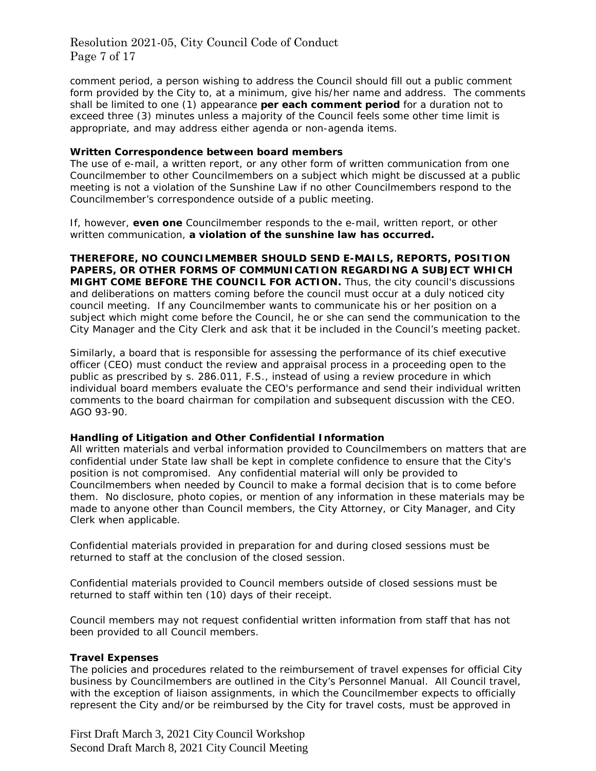comment period, a person wishing to address the Council should fill out a public comment form provided by the City to, at a minimum, give his/her name and address. The comments shall be limited to one (1) appearance **per each comment period** for a duration not to exceed three (3) minutes unless a majority of the Council feels some other time limit is appropriate, and may address either agenda or non-agenda items.

**Written Correspondence between board members**
The use of e-mail, a written report, or any other form of written communication from one Councilmember to other Councilmembers on a subject which might be discussed at a public meeting is not a violation of the Sunshine Law if no other Councilmembers respond to the Councilmember's correspondence outside of a public meeting.

If, however, **even one** Councilmember responds to the e-mail, written report, or other written communication, **a violation of the sunshine law has occurred.**

**THEREFORE, NO COUNCILMEMBER SHOULD SEND E-MAILS, REPORTS, POSITION PAPERS, OR OTHER FORMS OF COMMUNICATION REGARDING A SUBJECT WHICH MIGHT COME BEFORE THE COUNCIL FOR ACTION.** Thus, the city council's discussions and deliberations on matters coming before the council must occur at a duly noticed city council meeting. If any Councilmember wants to communicate his or her position on a subject which might come before the Council, he or she can send the communication to the City Manager and the City Clerk and ask that it be included in the Council's meeting packet.

Similarly, a board that is responsible for assessing the performance of its chief executive officer (CEO) must conduct the review and appraisal process in a proceeding open to the public as prescribed by s. 286.011, F.S., instead of using a review procedure in which individual board members evaluate the CEO's performance and send their individual written comments to the board chairman for compilation and subsequent discussion with the CEO. AGO 93-90.

**Handling of Litigation and Other Confidential Information**
All written materials and verbal information provided to Councilmembers on matters that are confidential under State law shall be kept in complete confidence to ensure that the City's position is not compromised. Any confidential material will only be provided to Councilmembers when needed by Council to make a formal decision that is to come before them. No disclosure, photo copies, or mention of any information in these materials may be made to anyone other than Council members, the City Attorney, or City Manager, and City Clerk when applicable.

Confidential materials provided in preparation for and during closed sessions must be returned to staff at the conclusion of the closed session.

Confidential materials provided to Council members outside of closed sessions must be returned to staff within ten (10) days of their receipt.

Council members may not request confidential written information from staff that has not been provided to all Council members.

**Travel Expenses**
The policies and procedures related to the reimbursement of travel expenses for official City business by Councilmembers are outlined in the City's Personnel Manual. All Council travel, with the exception of liaison assignments, in which the Councilmember expects to officially represent the City and/or be reimbursed by the City for travel costs, must be approved in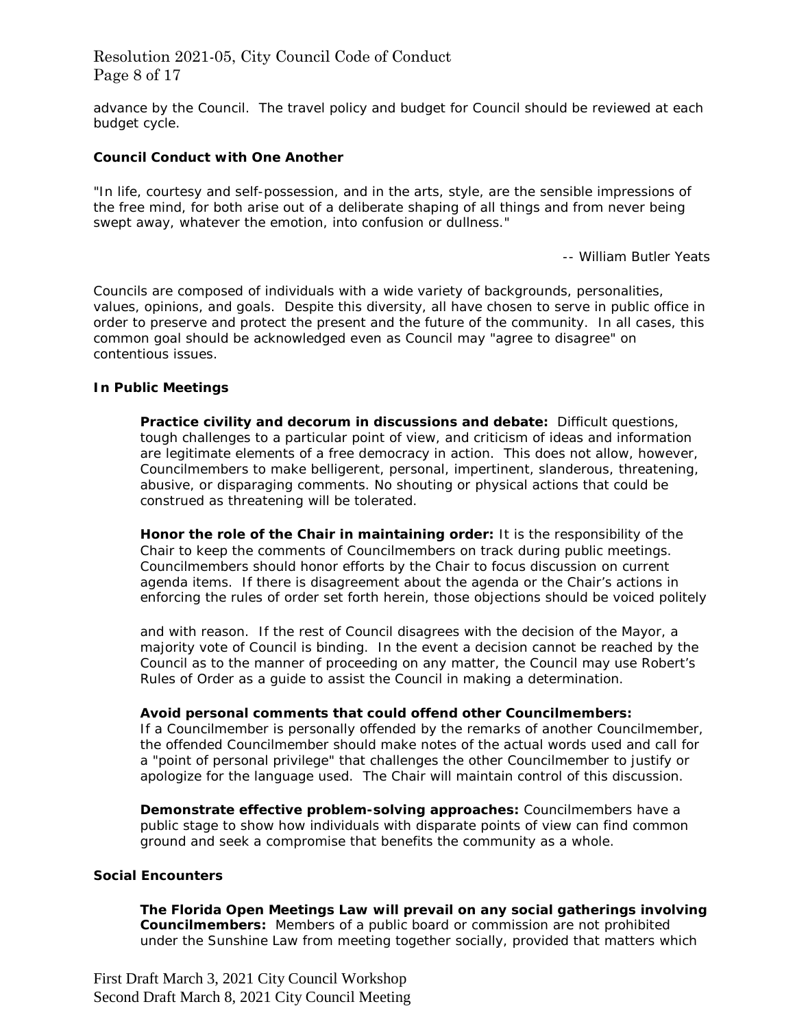advance by the Council. The travel policy and budget for Council should be reviewed at each budget cycle.

### Council Conduct with One Another

"In life, courtesy and self-possession, and in the arts, style, are the sensible impressions of the free mind, for both arise out of a deliberate shaping of all things and from never being swept away, whatever the emotion, into confusion or dullness."

-- William Butler Yeats

Councils are composed of individuals with a wide variety of backgrounds, personalities, values, opinions, and goals. Despite this diversity, all have chosen to serve in public office in order to preserve and protect the present and the future of the community. In all cases, this common goal should be acknowledged even as Council may "agree to disagree" on contentious issues.

### In Public Meetings

**Practice civility and decorum in discussions and debate:** Difficult questions, tough challenges to a particular point of view, and criticism of ideas and information are legitimate elements of a free democracy in action. This does not allow, however, Councilmembers to make belligerent, personal, impertinent, slanderous, threatening, abusive, or disparaging comments. No shouting or physical actions that could be construed as threatening will be tolerated.

**Honor the role of the Chair in maintaining order:** It is the responsibility of the Chair to keep the comments of Councilmembers on track during public meetings. Councilmembers should honor efforts by the Chair to focus discussion on current agenda items. If there is disagreement about the agenda or the Chair's actions in enforcing the rules of order set forth herein, those objections should be voiced politely and with reason. If the rest of Council disagrees with the decision of the Mayor, a majority vote of Council is binding. In the event a decision cannot be reached by the Council as to the manner of proceeding on any matter, the Council may use Robert's Rules of Order as a guide to assist the Council in making a determination.

**Avoid personal comments that could offend other Councilmembers:** If a Councilmember is personally offended by the remarks of another Councilmember, the offended Councilmember should make notes of the actual words used and call for a "point of personal privilege" that challenges the other Councilmember to justify or apologize for the language used. The Chair will maintain control of this discussion.

**Demonstrate effective problem-solving approaches:** Councilmembers have a public stage to show how individuals with disparate points of view can find common ground and seek a compromise that benefits the community as a whole.

### Social Encounters

**The Florida Open Meetings Law will prevail on any social gatherings involving Councilmembers:** Members of a public board or commission are not prohibited under the Sunshine Law from meeting together socially, provided that matters which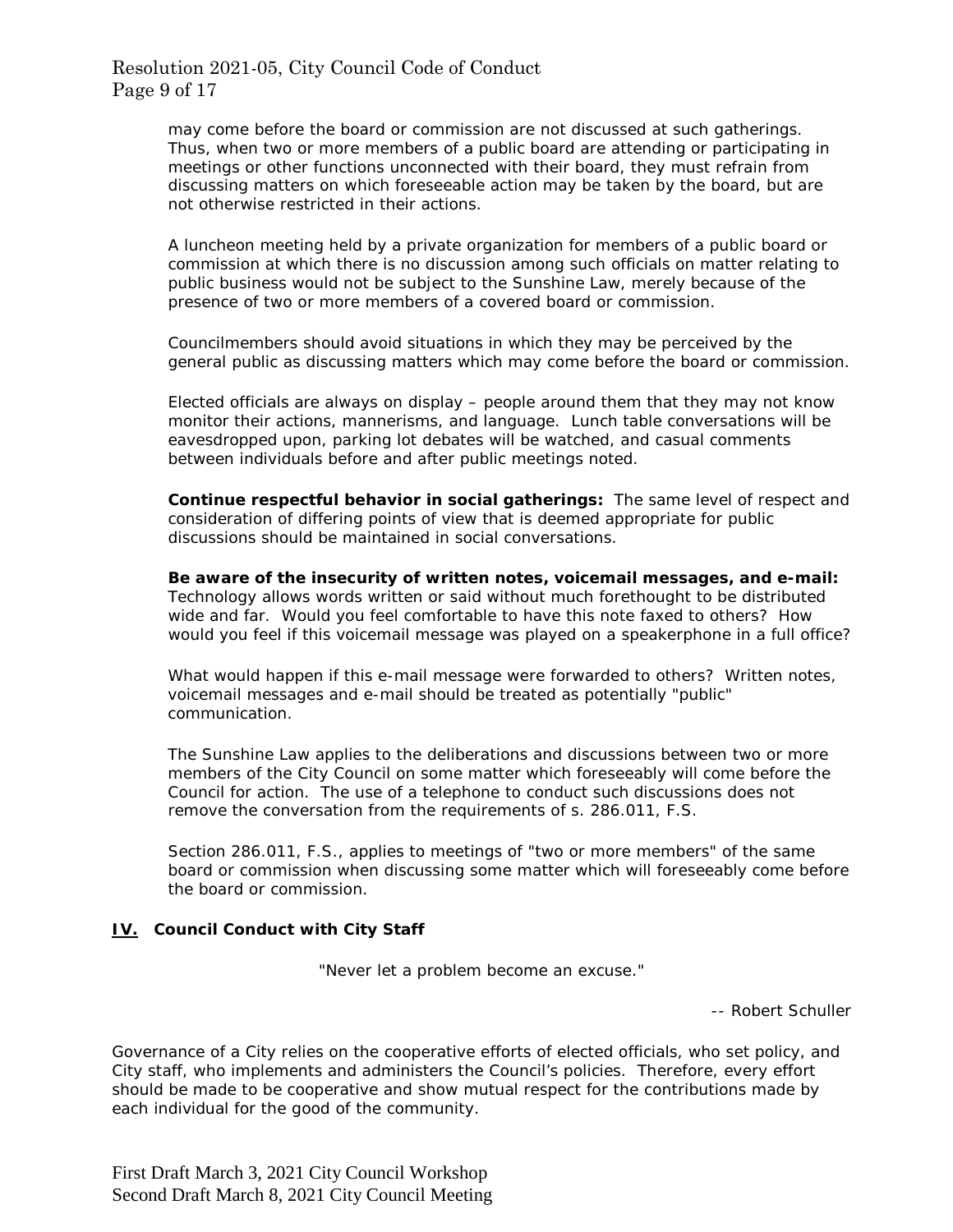may come before the board or commission are not discussed at such gatherings. Thus, when two or more members of a public board are attending or participating in meetings or other functions unconnected with their board, they must refrain from discussing matters on which foreseeable action may be taken by the board, but are not otherwise restricted in their actions.

A luncheon meeting held by a private organization for members of a public board or commission at which there is no discussion among such officials on matter relating to public business would not be subject to the Sunshine Law, merely because of the presence of two or more members of a covered board or commission.

Councilmembers should avoid situations in which they may be perceived by the general public as discussing matters which may come before the board or commission.

Elected officials are always on display – people around them that they may not know monitor their actions, mannerisms, and language. Lunch table conversations will be eavesdropped upon, parking lot debates will be watched, and casual comments between individuals before and after public meetings noted.

**Continue respectful behavior in social gatherings:** The same level of respect and consideration of differing points of view that is deemed appropriate for public discussions should be maintained in social conversations.

**Be aware of the insecurity of written notes, voicemail messages, and e-mail:** Technology allows words written or said without much forethought to be distributed wide and far. Would you feel comfortable to have this note faxed to others? How would you feel if this voicemail message was played on a speakerphone in a full office?

What would happen if this e-mail message were forwarded to others? Written notes, voicemail messages and e-mail should be treated as potentially "public" communication.

The Sunshine Law applies to the deliberations and discussions between two or more members of the City Council on some matter which foreseeably will come before the Council for action. The use of a telephone to conduct such discussions does not remove the conversation from the requirements of s. 286.011, F.S.

Section 286.011, F.S., applies to meetings of "two or more members" of the same board or commission when discussing some matter which will foreseeably come before the board or commission.

## <u>IV.</u> Council Conduct with City Staff

"Never let a problem become an excuse."

-- Robert Schuller

Governance of a City relies on the cooperative efforts of elected officials, who set policy, and City staff, who implements and administers the Council's policies. Therefore, every effort should be made to be cooperative and show mutual respect for the contributions made by each individual for the good of the community.

First Draft March 3, 2021 City Council Workshop
Second Draft March 8, 2021 City Council Meeting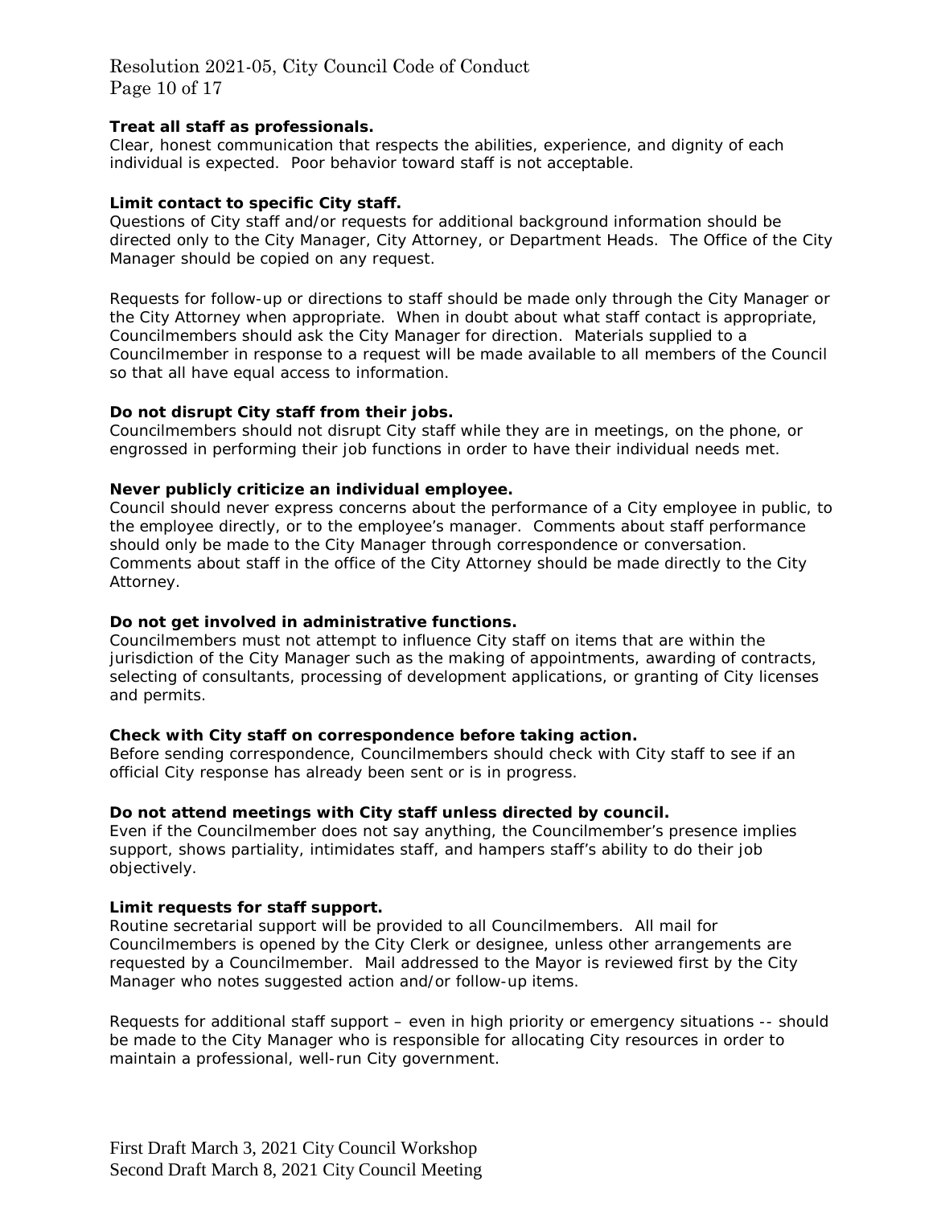**Treat all staff as professionals.**
Clear, honest communication that respects the abilities, experience, and dignity of each individual is expected. Poor behavior toward staff is not acceptable.

**Limit contact to specific City staff.**
Questions of City staff and/or requests for additional background information should be directed only to the City Manager, City Attorney, or Department Heads. The Office of the City Manager should be copied on any request.

Requests for follow-up or directions to staff should be made only through the City Manager or the City Attorney when appropriate. When in doubt about what staff contact is appropriate, Councilmembers should ask the City Manager for direction. Materials supplied to a Councilmember in response to a request will be made available to all members of the Council so that all have equal access to information.

**Do not disrupt City staff from their jobs.**
Councilmembers should not disrupt City staff while they are in meetings, on the phone, or engrossed in performing their job functions in order to have their individual needs met.

**Never publicly criticize an individual employee.**
Council should never express concerns about the performance of a City employee in public, to the employee directly, or to the employee's manager. Comments about staff performance should only be made to the City Manager through correspondence or conversation. Comments about staff in the office of the City Attorney should be made directly to the City Attorney.

**Do not get involved in administrative functions.**
Councilmembers must not attempt to influence City staff on items that are within the jurisdiction of the City Manager such as the making of appointments, awarding of contracts, selecting of consultants, processing of development applications, or granting of City licenses and permits.

**Check with City staff on correspondence before taking action.**
Before sending correspondence, Councilmembers should check with City staff to see if an official City response has already been sent or is in progress.

**Do not attend meetings with City staff unless directed by council.**
Even if the Councilmember does not say anything, the Councilmember's presence implies support, shows partiality, intimidates staff, and hampers staff's ability to do their job objectively.

**Limit requests for staff support.**
Routine secretarial support will be provided to all Councilmembers. All mail for Councilmembers is opened by the City Clerk or designee, unless other arrangements are requested by a Councilmember. Mail addressed to the Mayor is reviewed first by the City Manager who notes suggested action and/or follow-up items.

Requests for additional staff support – even in high priority or emergency situations -- should be made to the City Manager who is responsible for allocating City resources in order to maintain a professional, well-run City government.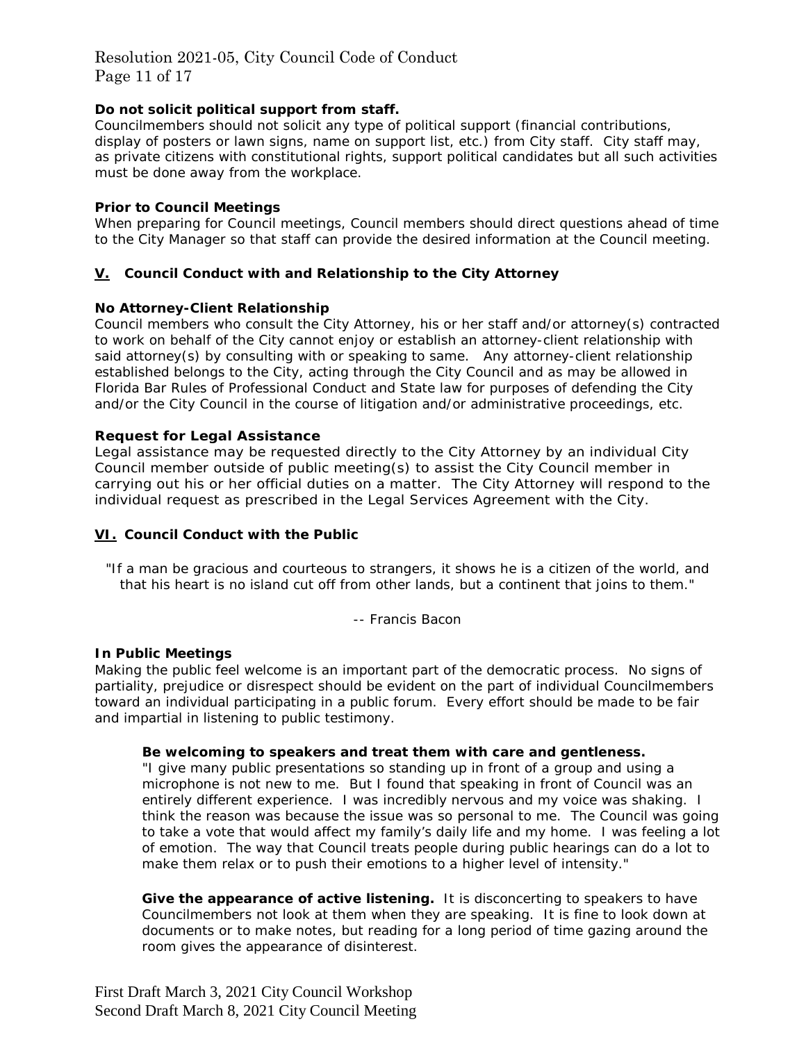**Do not solicit political support from staff.**
Councilmembers should not solicit any type of political support (financial contributions, display of posters or lawn signs, name on support list, etc.) from City staff. City staff may, as private citizens with constitutional rights, support political candidates but all such activities must be done away from the workplace.

**Prior to Council Meetings**
When preparing for Council meetings, Council members should direct questions ahead of time to the City Manager so that staff can provide the desired information at the Council meeting.

## V. Council Conduct with and Relationship to the City Attorney

**No Attorney-Client Relationship**
Council members who consult the City Attorney, his or her staff and/or attorney(s) contracted to work on behalf of the City cannot enjoy or establish an attorney-client relationship with said attorney(s) by consulting with or speaking to same. Any attorney-client relationship established belongs to the City, acting through the City Council and as may be allowed in Florida Bar Rules of Professional Conduct and State law for purposes of defending the City and/or the City Council in the course of litigation and/or administrative proceedings, etc.

**Request for Legal Assistance**
Legal assistance may be requested directly to the City Attorney by an individual City Council member outside of public meeting(s) to assist the City Council member in carrying out his or her official duties on a matter. The City Attorney will respond to the individual request as prescribed in the Legal Services Agreement with the City.

## VI. Council Conduct with the Public

"If a man be gracious and courteous to strangers, it shows he is a citizen of the world, and that his heart is no island cut off from other lands, but a continent that joins to them."

-- Francis Bacon

**In Public Meetings**
Making the public feel welcome is an important part of the democratic process. No signs of partiality, prejudice or disrespect should be evident on the part of individual Councilmembers toward an individual participating in a public forum. Every effort should be made to be fair and impartial in listening to public testimony.

**Be welcoming to speakers and treat them with care and gentleness.**
"I give many public presentations so standing up in front of a group and using a microphone is not new to me. But I found that speaking in front of Council was an entirely different experience. I was incredibly nervous and my voice was shaking. I think the reason was because the issue was so personal to me. The Council was going to take a vote that would affect my family's daily life and my home. I was feeling a lot of emotion. The way that Council treats people during public hearings can do a lot to make them relax or to push their emotions to a higher level of intensity."

**Give the appearance of active listening.** It is disconcerting to speakers to have Councilmembers not look at them when they are speaking. It is fine to look down at documents or to make notes, but reading for a long period of time gazing around the room gives the appearance of disinterest.

First Draft March 3, 2021 City Council Workshop
Second Draft March 8, 2021 City Council Meeting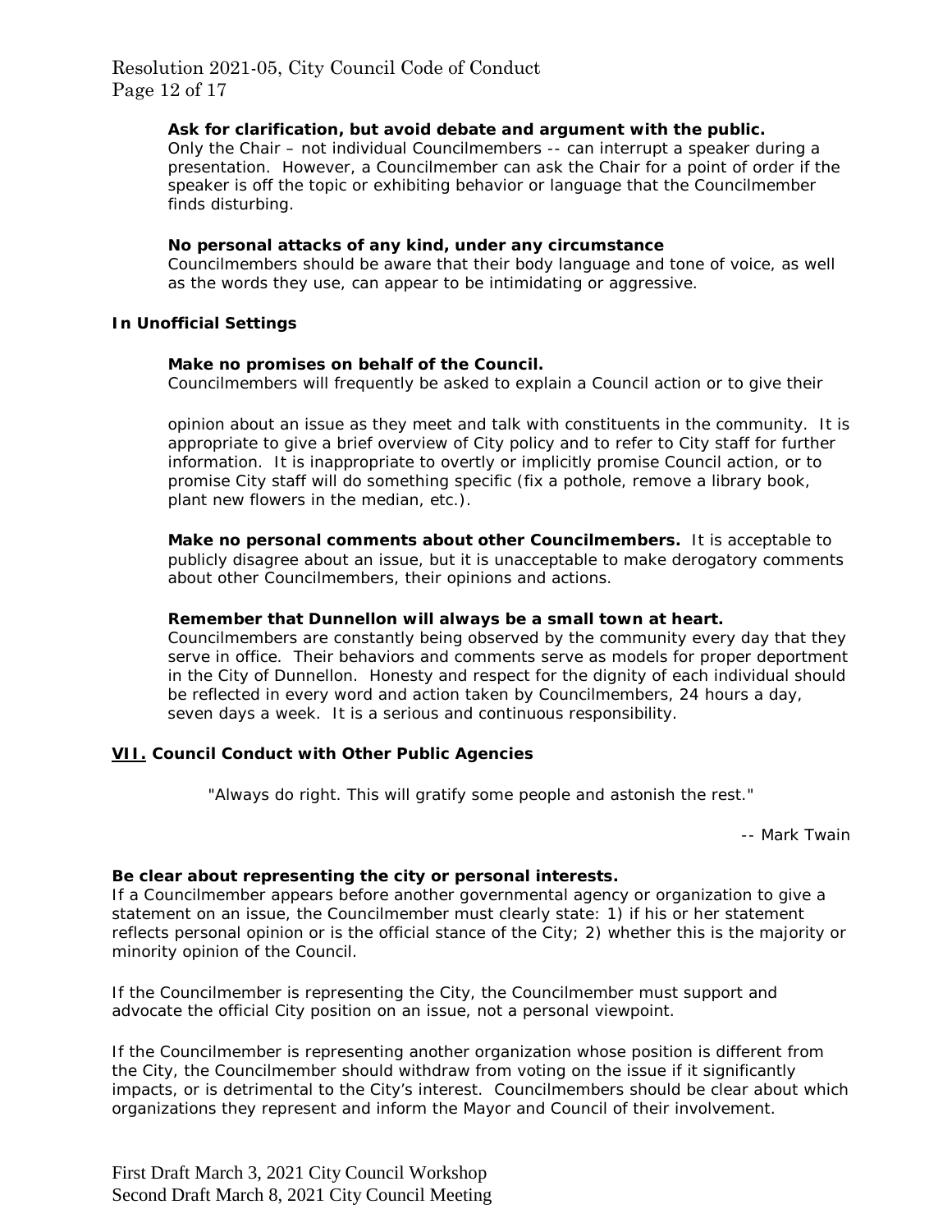**Ask for clarification, but avoid debate and argument with the public.**
Only the Chair – not individual Councilmembers -- can interrupt a speaker during a presentation. However, a Councilmember can ask the Chair for a point of order if the speaker is off the topic or exhibiting behavior or language that the Councilmember finds disturbing.

**No personal attacks of any kind, under any circumstance**
Councilmembers should be aware that their body language and tone of voice, as well as the words they use, can appear to be intimidating or aggressive.

**In Unofficial Settings**

**Make no promises on behalf of the Council.**
Councilmembers will frequently be asked to explain a Council action or to give their opinion about an issue as they meet and talk with constituents in the community. It is appropriate to give a brief overview of City policy and to refer to City staff for further information. It is inappropriate to overtly or implicitly promise Council action, or to promise City staff will do something specific (fix a pothole, remove a library book, plant new flowers in the median, etc.).

**Make no personal comments about other Councilmembers.** It is acceptable to publicly disagree about an issue, but it is unacceptable to make derogatory comments about other Councilmembers, their opinions and actions.

**Remember that Dunnellon will always be a small town at heart.**
Councilmembers are constantly being observed by the community every day that they serve in office. Their behaviors and comments serve as models for proper deportment in the City of Dunnellon. Honesty and respect for the dignity of each individual should be reflected in every word and action taken by Councilmembers, 24 hours a day, seven days a week. It is a serious and continuous responsibility.

## <u>VII.</u> Council Conduct with Other Public Agencies

"Always do right. This will gratify some people and astonish the rest."

-- Mark Twain

**Be clear about representing the city or personal interests.**
If a Councilmember appears before another governmental agency or organization to give a statement on an issue, the Councilmember must clearly state: 1) if his or her statement reflects personal opinion or is the official stance of the City; 2) whether this is the majority or minority opinion of the Council.

If the Councilmember is representing the City, the Councilmember must support and advocate the official City position on an issue, not a personal viewpoint.

If the Councilmember is representing another organization whose position is different from the City, the Councilmember should withdraw from voting on the issue if it significantly impacts, or is detrimental to the City's interest. Councilmembers should be clear about which organizations they represent and inform the Mayor and Council of their involvement.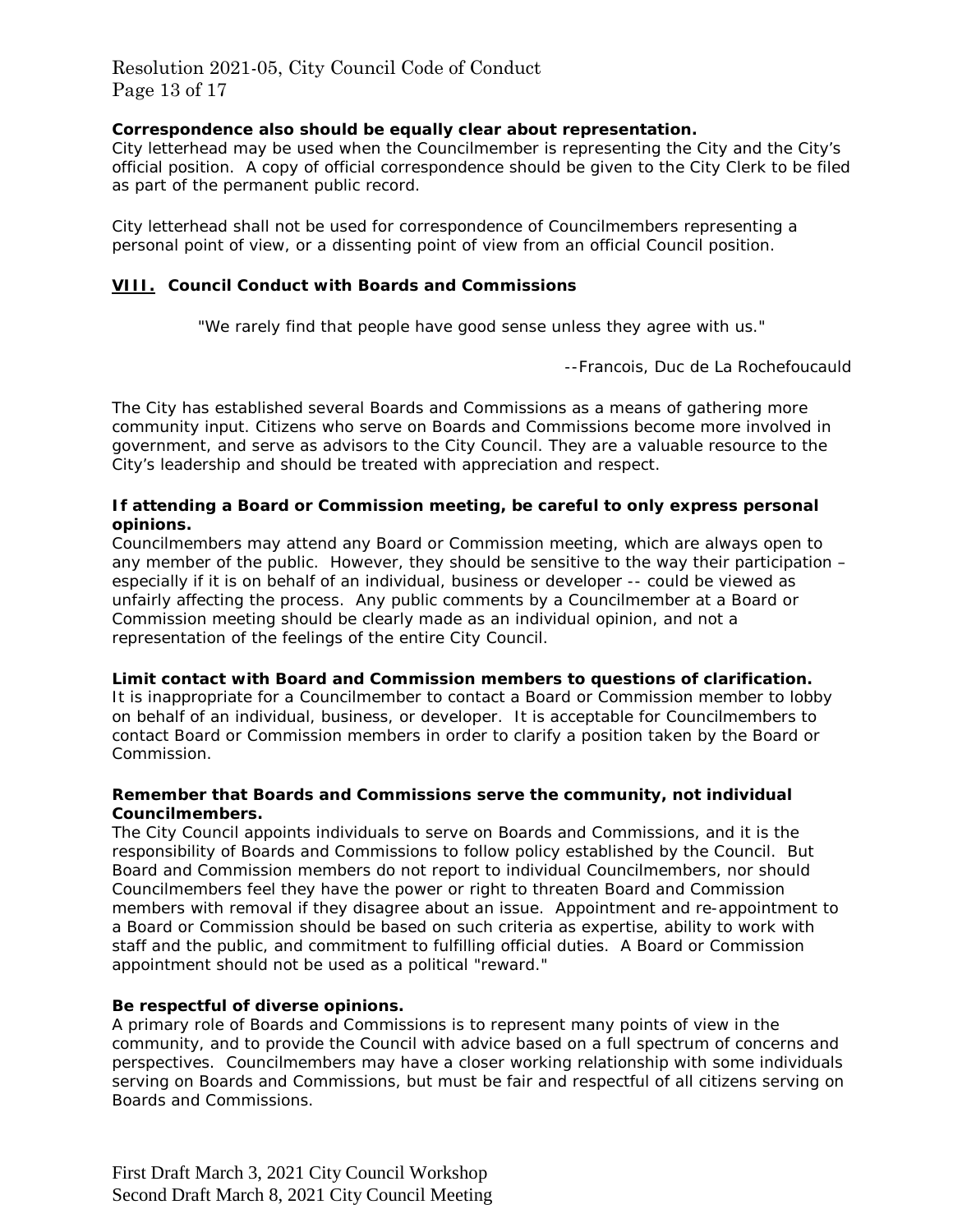**Correspondence also should be equally clear about representation.**
City letterhead may be used when the Councilmember is representing the City and the City's official position. A copy of official correspondence should be given to the City Clerk to be filed as part of the permanent public record.

City letterhead shall not be used for correspondence of Councilmembers representing a personal point of view, or a dissenting point of view from an official Council position.

## VIII. Council Conduct with Boards and Commissions

> "We rarely find that people have good sense unless they agree with us."
>
> --Francois, Duc de La Rochefoucauld

The City has established several Boards and Commissions as a means of gathering more community input. Citizens who serve on Boards and Commissions become more involved in government, and serve as advisors to the City Council. They are a valuable resource to the City's leadership and should be treated with appreciation and respect.

**If attending a Board or Commission meeting, be careful to only express personal opinions.**
Councilmembers may attend any Board or Commission meeting, which are always open to any member of the public. However, they should be sensitive to the way their participation – especially if it is on behalf of an individual, business or developer -- could be viewed as unfairly affecting the process. Any public comments by a Councilmember at a Board or Commission meeting should be clearly made as an individual opinion, and not a representation of the feelings of the entire City Council.

**Limit contact with Board and Commission members to questions of clarification.**
It is inappropriate for a Councilmember to contact a Board or Commission member to lobby on behalf of an individual, business, or developer. It is acceptable for Councilmembers to contact Board or Commission members in order to clarify a position taken by the Board or Commission.

**Remember that Boards and Commissions serve the community, not individual Councilmembers.**
The City Council appoints individuals to serve on Boards and Commissions, and it is the responsibility of Boards and Commissions to follow policy established by the Council. But Board and Commission members do not report to individual Councilmembers, nor should Councilmembers feel they have the power or right to threaten Board and Commission members with removal if they disagree about an issue. Appointment and re-appointment to a Board or Commission should be based on such criteria as expertise, ability to work with staff and the public, and commitment to fulfilling official duties. A Board or Commission appointment should not be used as a political "reward."

**Be respectful of diverse opinions.**
A primary role of Boards and Commissions is to represent many points of view in the community, and to provide the Council with advice based on a full spectrum of concerns and perspectives. Councilmembers may have a closer working relationship with some individuals serving on Boards and Commissions, but must be fair and respectful of all citizens serving on Boards and Commissions.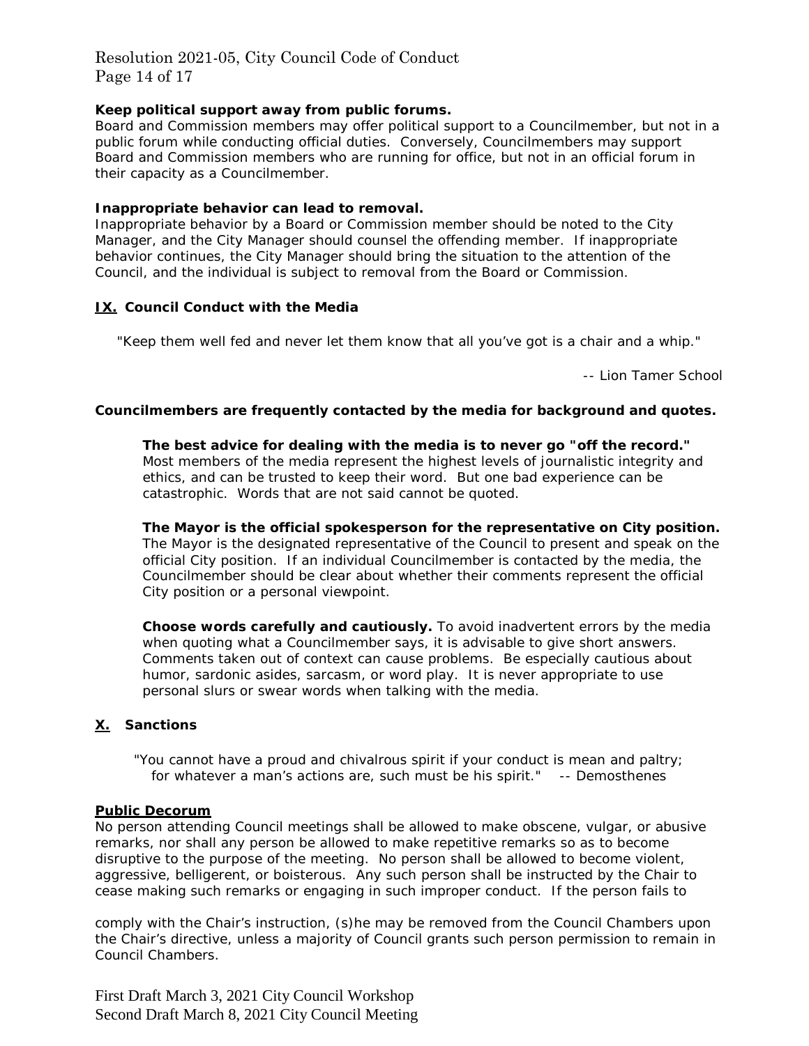**Keep political support away from public forums.**
Board and Commission members may offer political support to a Councilmember, but not in a public forum while conducting official duties. Conversely, Councilmembers may support Board and Commission members who are running for office, but not in an official forum in their capacity as a Councilmember.

**Inappropriate behavior can lead to removal.**
Inappropriate behavior by a Board or Commission member should be noted to the City Manager, and the City Manager should counsel the offending member. If inappropriate behavior continues, the City Manager should bring the situation to the attention of the Council, and the individual is subject to removal from the Board or Commission.

## IX. Council Conduct with the Media

"Keep them well fed and never let them know that all you've got is a chair and a whip."

-- Lion Tamer School

**Councilmembers are frequently contacted by the media for background and quotes.**

**The best advice for dealing with the media is to never go "off the record."** Most members of the media represent the highest levels of journalistic integrity and ethics, and can be trusted to keep their word. But one bad experience can be catastrophic. Words that are not said cannot be quoted.

**The Mayor is the official spokesperson for the representative on City position.** The Mayor is the designated representative of the Council to present and speak on the official City position. If an individual Councilmember is contacted by the media, the Councilmember should be clear about whether their comments represent the official City position or a personal viewpoint.

**Choose words carefully and cautiously.** To avoid inadvertent errors by the media when quoting what a Councilmember says, it is advisable to give short answers. Comments taken out of context can cause problems. Be especially cautious about humor, sardonic asides, sarcasm, or word play. It is never appropriate to use personal slurs or swear words when talking with the media.

## X. Sanctions

"You cannot have a proud and chivalrous spirit if your conduct is mean and paltry; for whatever a man's actions are, such must be his spirit." -- Demosthenes

### Public Decorum

No person attending Council meetings shall be allowed to make obscene, vulgar, or abusive remarks, nor shall any person be allowed to make repetitive remarks so as to become disruptive to the purpose of the meeting. No person shall be allowed to become violent, aggressive, belligerent, or boisterous. Any such person shall be instructed by the Chair to cease making such remarks or engaging in such improper conduct. If the person fails to comply with the Chair's instruction, (s)he may be removed from the Council Chambers upon the Chair's directive, unless a majority of Council grants such person permission to remain in Council Chambers.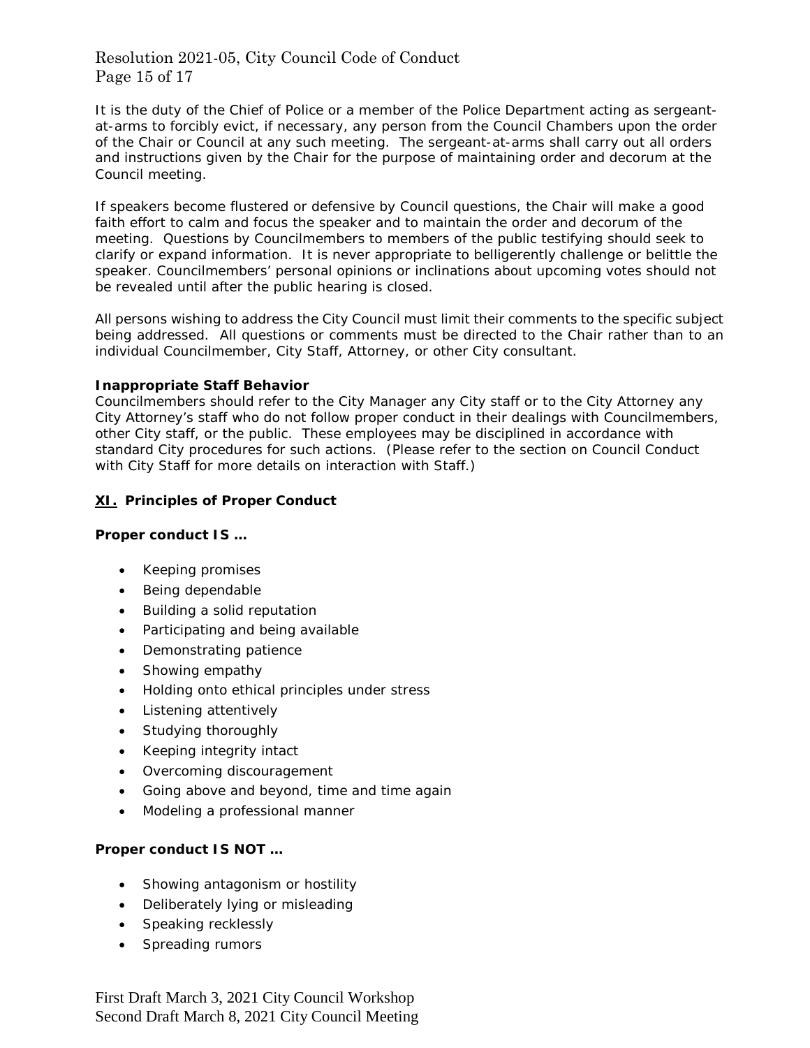It is the duty of the Chief of Police or a member of the Police Department acting as sergeant-at-arms to forcibly evict, if necessary, any person from the Council Chambers upon the order of the Chair or Council at any such meeting. The sergeant-at-arms shall carry out all orders and instructions given by the Chair for the purpose of maintaining order and decorum at the Council meeting.

If speakers become flustered or defensive by Council questions, the Chair will make a good faith effort to calm and focus the speaker and to maintain the order and decorum of the meeting. Questions by Councilmembers to members of the public testifying should seek to clarify or expand information. It is never appropriate to belligerently challenge or belittle the speaker. Councilmembers' personal opinions or inclinations about upcoming votes should not be revealed until after the public hearing is closed.

All persons wishing to address the City Council must limit their comments to the specific subject being addressed. All questions or comments must be directed to the Chair rather than to an individual Councilmember, City Staff, Attorney, or other City consultant.

**Inappropriate Staff Behavior**
Councilmembers should refer to the City Manager any City staff or to the City Attorney any City Attorney's staff who do not follow proper conduct in their dealings with Councilmembers, other City staff, or the public. These employees may be disciplined in accordance with standard City procedures for such actions. (Please refer to the section on Council Conduct with City Staff for more details on interaction with Staff.)

## XI. Principles of Proper Conduct

**Proper conduct IS …**

- Keeping promises
- Being dependable
- Building a solid reputation
- Participating and being available
- Demonstrating patience
- Showing empathy
- Holding onto ethical principles under stress
- Listening attentively
- Studying thoroughly
- Keeping integrity intact
- Overcoming discouragement
- Going above and beyond, time and time again
- Modeling a professional manner

**Proper conduct IS NOT …**

- Showing antagonism or hostility
- Deliberately lying or misleading
- Speaking recklessly
- Spreading rumors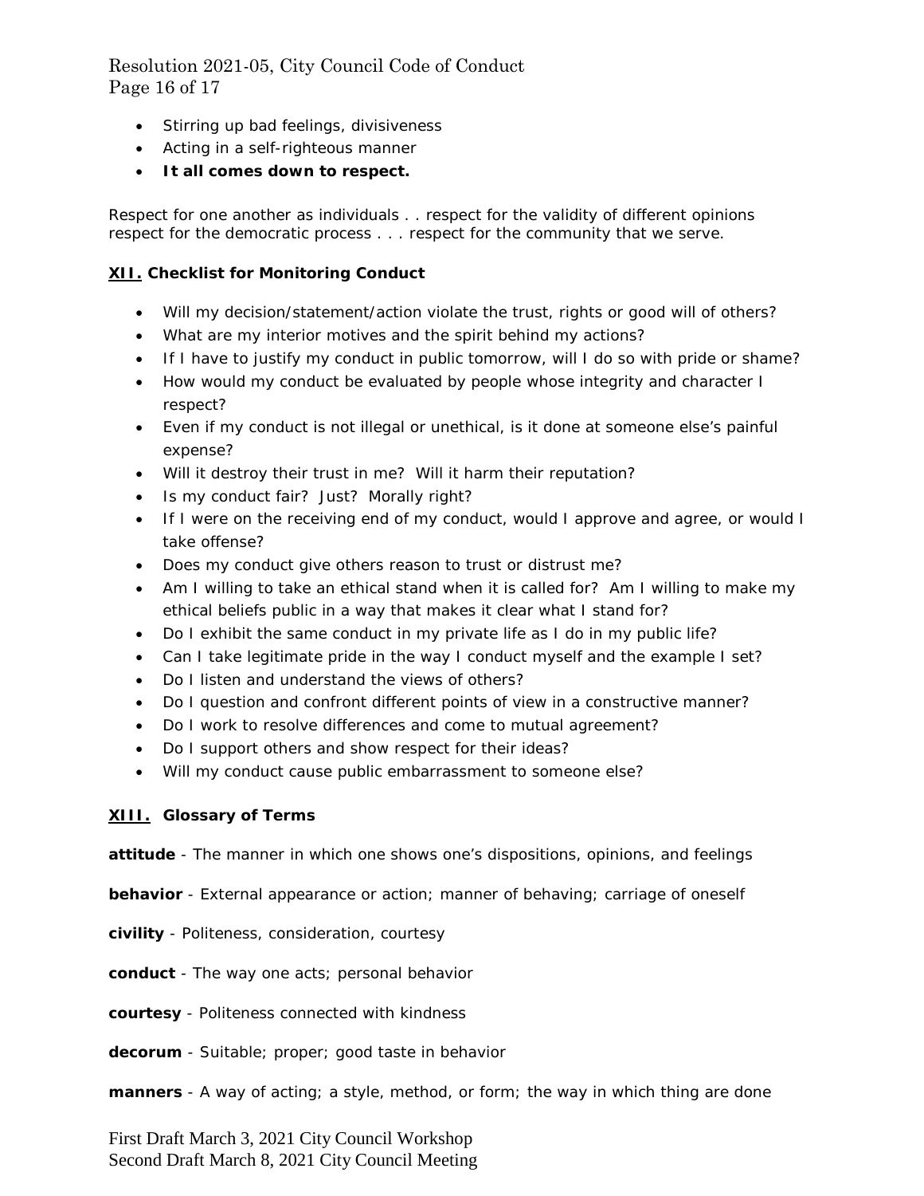- Stirring up bad feelings, divisiveness
- Acting in a self-righteous manner
- **It all comes down to respect.**

Respect for one another as individuals . . respect for the validity of different opinions respect for the democratic process . . . respect for the community that we serve.

## XII. Checklist for Monitoring Conduct

- Will my decision/statement/action violate the trust, rights or good will of others?
- What are my interior motives and the spirit behind my actions?
- If I have to justify my conduct in public tomorrow, will I do so with pride or shame?
- How would my conduct be evaluated by people whose integrity and character I respect?
- Even if my conduct is not illegal or unethical, is it done at someone else's painful expense?
- Will it destroy their trust in me? Will it harm their reputation?
- Is my conduct fair? Just? Morally right?
- If I were on the receiving end of my conduct, would I approve and agree, or would I take offense?
- Does my conduct give others reason to trust or distrust me?
- Am I willing to take an ethical stand when it is called for? Am I willing to make my ethical beliefs public in a way that makes it clear what I stand for?
- Do I exhibit the same conduct in my private life as I do in my public life?
- Can I take legitimate pride in the way I conduct myself and the example I set?
- Do I listen and understand the views of others?
- Do I question and confront different points of view in a constructive manner?
- Do I work to resolve differences and come to mutual agreement?
- Do I support others and show respect for their ideas?
- Will my conduct cause public embarrassment to someone else?

## XIII. Glossary of Terms

**attitude** - The manner in which one shows one's dispositions, opinions, and feelings

**behavior** - External appearance or action; manner of behaving; carriage of oneself

**civility** - Politeness, consideration, courtesy

**conduct** - The way one acts; personal behavior

**courtesy** - Politeness connected with kindness

**decorum** - Suitable; proper; good taste in behavior

**manners** - A way of acting; a style, method, or form; the way in which thing are done

First Draft March 3, 2021 City Council Workshop
Second Draft March 8, 2021 City Council Meeting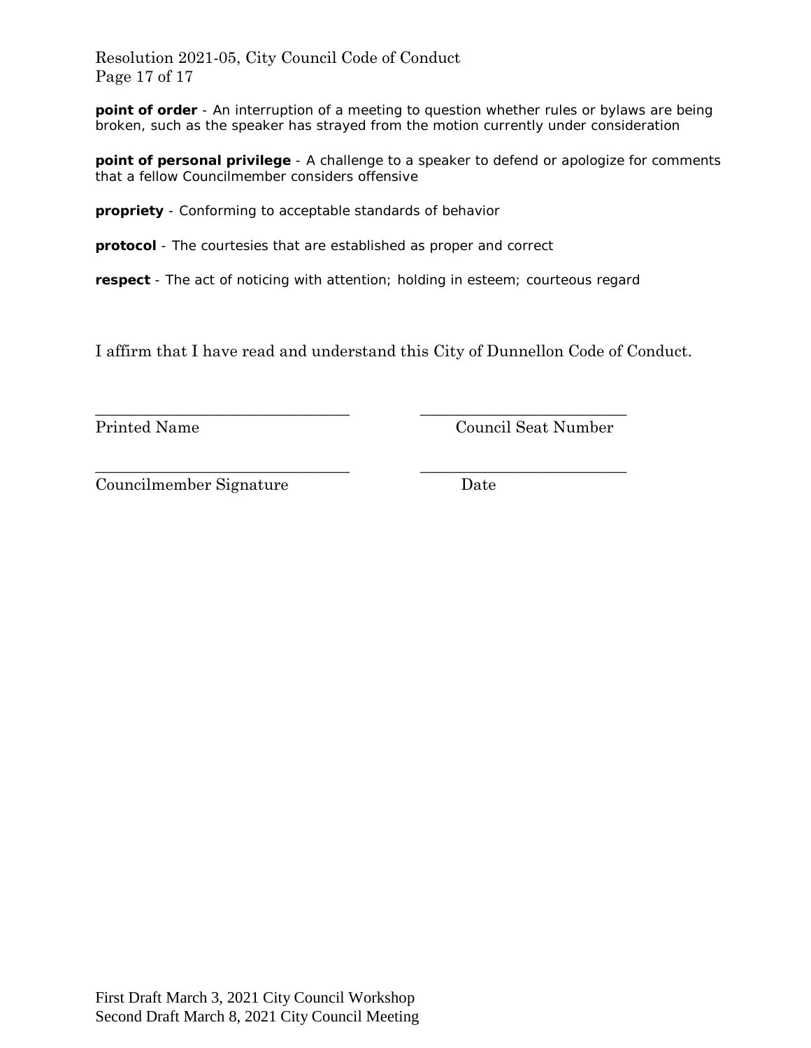**point of order** - An interruption of a meeting to question whether rules or bylaws are being broken, such as the speaker has strayed from the motion currently under consideration

**point of personal privilege** - A challenge to a speaker to defend or apologize for comments that a fellow Councilmember considers offensive

**propriety** - Conforming to acceptable standards of behavior

**protocol** - The courtesies that are established as proper and correct

**respect** - The act of noticing with attention; holding in esteem; courteous regard

I affirm that I have read and understand this City of Dunnellon Code of Conduct.

\_\_\_\_\_\_\_\_\_\_\_\_\_\_\_\_\_\_\_\_\_\_\_\_\_\_\_\_\_\_\_\_ \_\_\_\_\_\_\_\_\_\_\_\_\_\_\_\_\_\_\_\_\_\_\_\_\_\_

Printed Name Council Seat Number

\_\_\_\_\_\_\_\_\_\_\_\_\_\_\_\_\_\_\_\_\_\_\_\_\_\_\_\_\_\_\_\_ \_\_\_\_\_\_\_\_\_\_\_\_\_\_\_\_\_\_\_\_\_\_\_\_\_\_

Councilmember Signature Date

First Draft March 3, 2021 City Council Workshop
Second Draft March 8, 2021 City Council Meeting